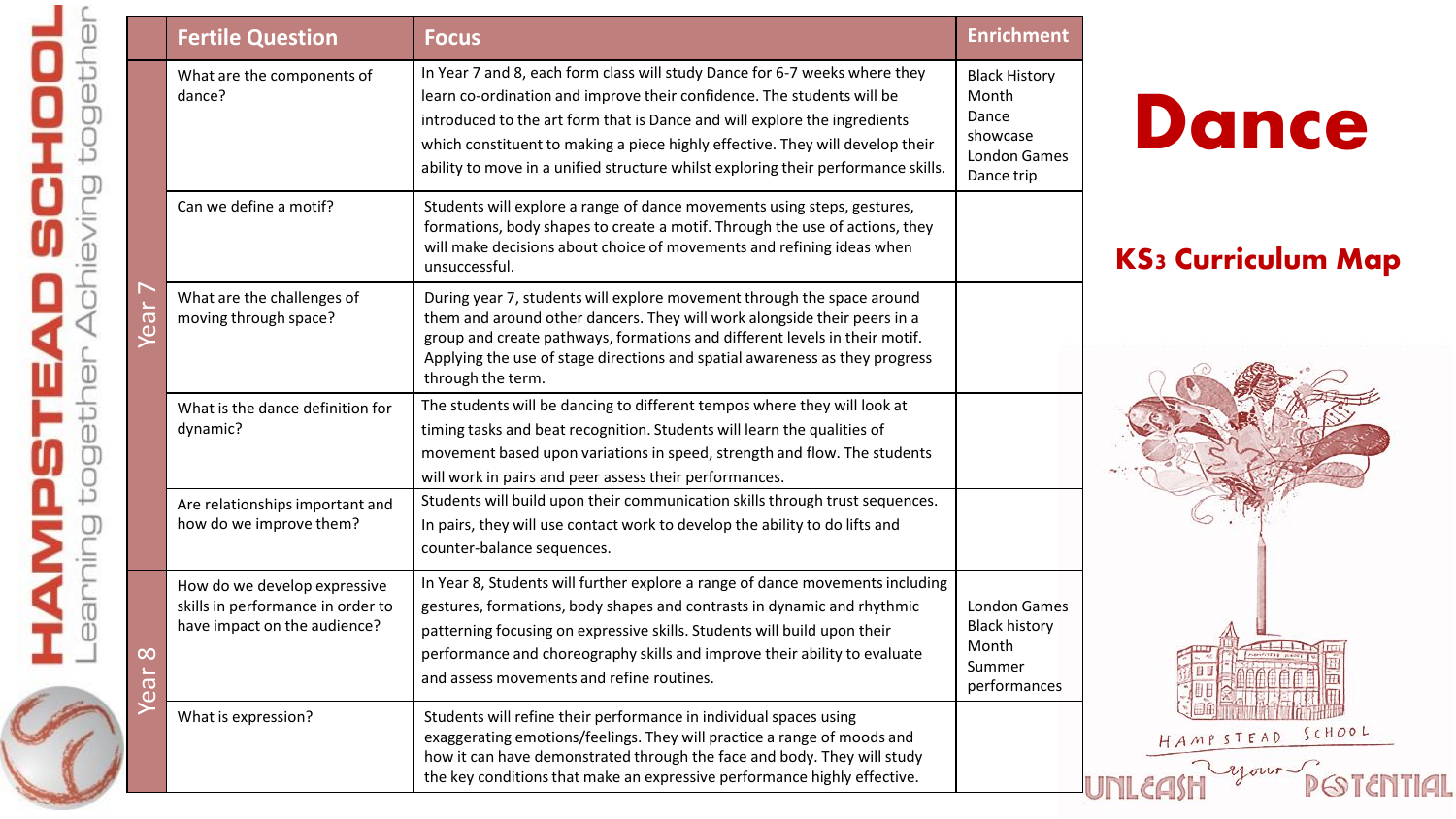# Dance

## KS3 Curriculum Map

| | Fertile Question | Focus | Enrichment |
|---|---|---|---|
| Year 7 | What are the components of dance? | In Year 7 and 8, each form class will study Dance for 6-7 weeks where they learn co-ordination and improve their confidence. The students will be introduced to the art form that is Dance and will explore the ingredients which constituent to making a piece highly effective. They will develop their ability to move in a unified structure whilst exploring their performance skills. | Black History Month Dance showcase London Games Dance trip |
| | Can we define a motif? | Students will explore a range of dance movements using steps, gestures, formations, body shapes to create a motif. Through the use of actions, they will make decisions about choice of movements and refining ideas when unsuccessful. | |
| | What are the challenges of moving through space? | During year 7, students will explore movement through the space around them and around other dancers. They will work alongside their peers in a group and create pathways, formations and different levels in their motif. Applying the use of stage directions and spatial awareness as they progress through the term. | |
| | What is the dance definition for dynamic? | The students will be dancing to different tempos where they will look at timing tasks and beat recognition. Students will learn the qualities of movement based upon variations in speed, strength and flow. The students will work in pairs and peer assess their performances. | |
| | Are relationships important and how do we improve them? | Students will build upon their communication skills through trust sequences. In pairs, they will use contact work to develop the ability to do lifts and counter-balance sequences. | |
| Year 8 | How do we develop expressive skills in performance in order to have impact on the audience? | In Year 8, Students will further explore a range of dance movements including gestures, formations, body shapes and contrasts in dynamic and rhythmic patterning focusing on expressive skills. Students will build upon their performance and choreography skills and improve their ability to evaluate and assess movements and refine routines. | London Games Black history Month Summer performances |
| | What is expression? | Students will refine their performance in individual spaces using exaggerating emotions/feelings. They will practice a range of moods and how it can have demonstrated through the face and body. They will study the key conditions that make an expressive performance highly effective. | |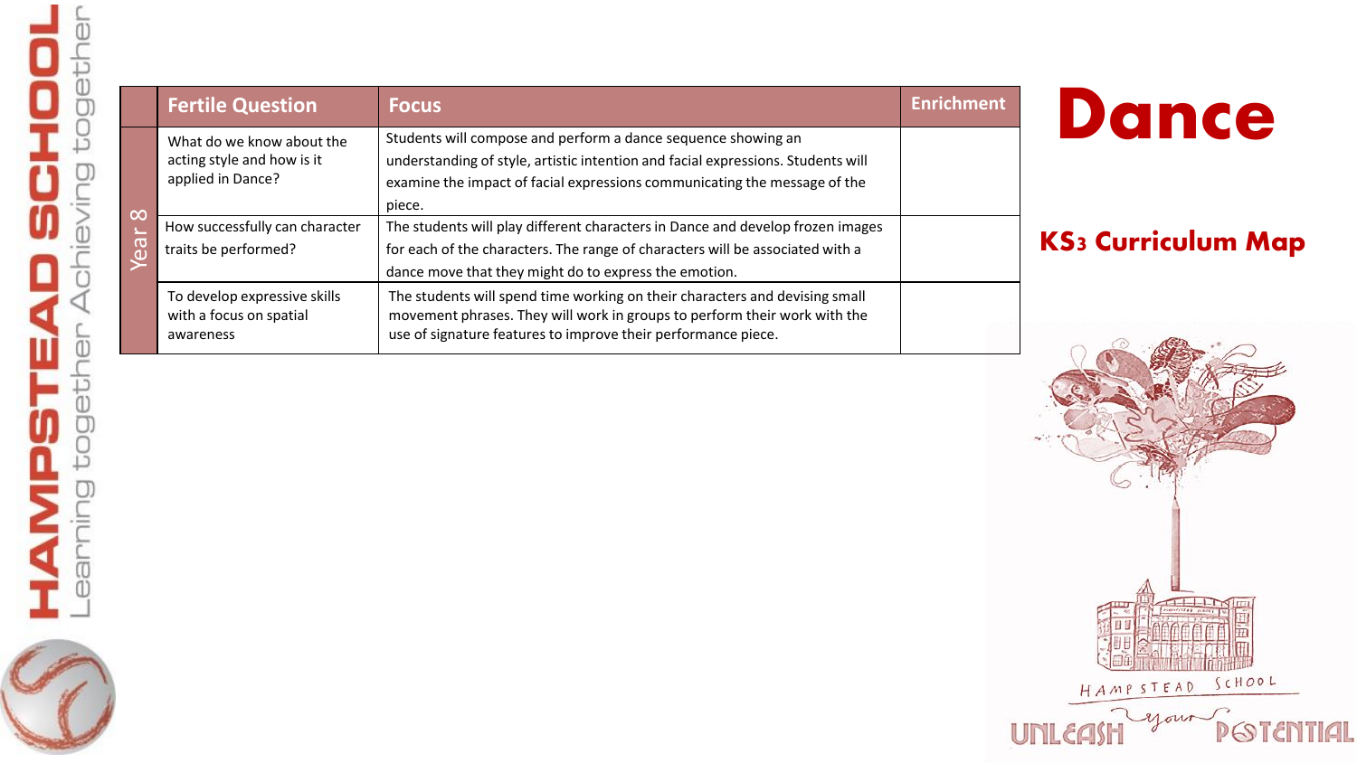# Dance

## KS3 Curriculum Map

| | Fertile Question | Focus | Enrichment |
|---|---|---|---|
| Year 8 | What do we know about the acting style and how is it applied in Dance? | Students will compose and perform a dance sequence showing an understanding of style, artistic intention and facial expressions. Students will examine the impact of facial expressions communicating the message of the piece. | |
| | How successfully can character traits be performed? | The students will play different characters in Dance and develop frozen images for each of the characters. The range of characters will be associated with a dance move that they might do to express the emotion. | |
| | To develop expressive skills with a focus on spatial awareness | The students will spend time working on their characters and devising small movement phrases. They will work in groups to perform their work with the use of signature features to improve their performance piece. | |

HAMPSTEAD SCHOOL
Learning together Achieving together

HAMPSTEAD SCHOOL
UNLEASH your POTENTIAL